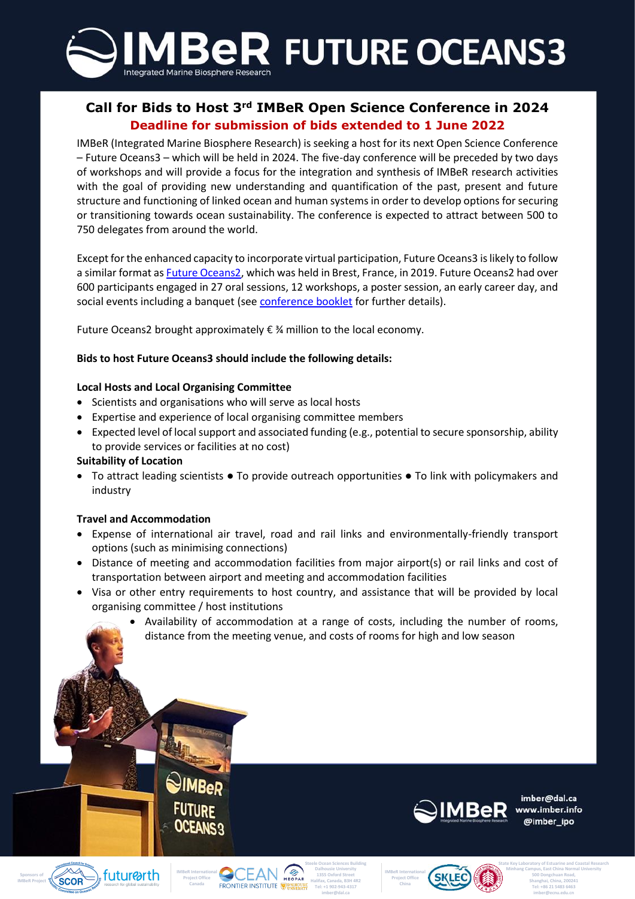# IMBeR FUTURE OCEANS3

Integrated Marine Biosphere Research

## Call for Bids to Host 3rd IMBeR Open Science Conference in 2024

**Deadline for submission of bids extended to 1 June 2022**

IMBeR (Integrated Marine Biosphere Research) is seeking a host for its next Open Science Conference – Future Oceans3 – which will be held in 2024. The five-day conference will be preceded by two days of workshops and will provide a focus for the integration and synthesis of IMBeR research activities with the goal of providing new understanding and quantification of the past, present and future structure and functioning of linked ocean and human systems in order to develop options for securing or transitioning towards ocean sustainability. The conference is expected to attract between 500 to 750 delegates from around the world.

Except for the enhanced capacity to incorporate virtual participation, Future Oceans3 is likely to follow a similar format as Future Oceans2, which was held in Brest, France, in 2019. Future Oceans2 had over 600 participants engaged in 27 oral sessions, 12 workshops, a poster session, an early career day, and social events including a banquet (see conference booklet for further details).

Future Oceans2 brought approximately € ¾ million to the local economy.

**Bids to host Future Oceans3 should include the following details:**

**Local Hosts and Local Organising Committee**

- Scientists and organisations who will serve as local hosts
- Expertise and experience of local organising committee members
- Expected level of local support and associated funding (e.g., potential to secure sponsorship, ability to provide services or facilities at no cost)

**Suitability of Location**

- To attract leading scientists ● To provide outreach opportunities ● To link with policymakers and industry

**Travel and Accommodation**

- Expense of international air travel, road and rail links and environmentally-friendly transport options (such as minimising connections)
- Distance of meeting and accommodation facilities from major airport(s) or rail links and cost of transportation between airport and meeting and accommodation facilities
- Visa or other entry requirements to host country, and assistance that will be provided by local organising committee / host institutions
- Availability of accommodation at a range of costs, including the number of rooms, distance from the meeting venue, and costs of rooms for high and low season

imber@dal.ca
www.imber.info
@imber_ipo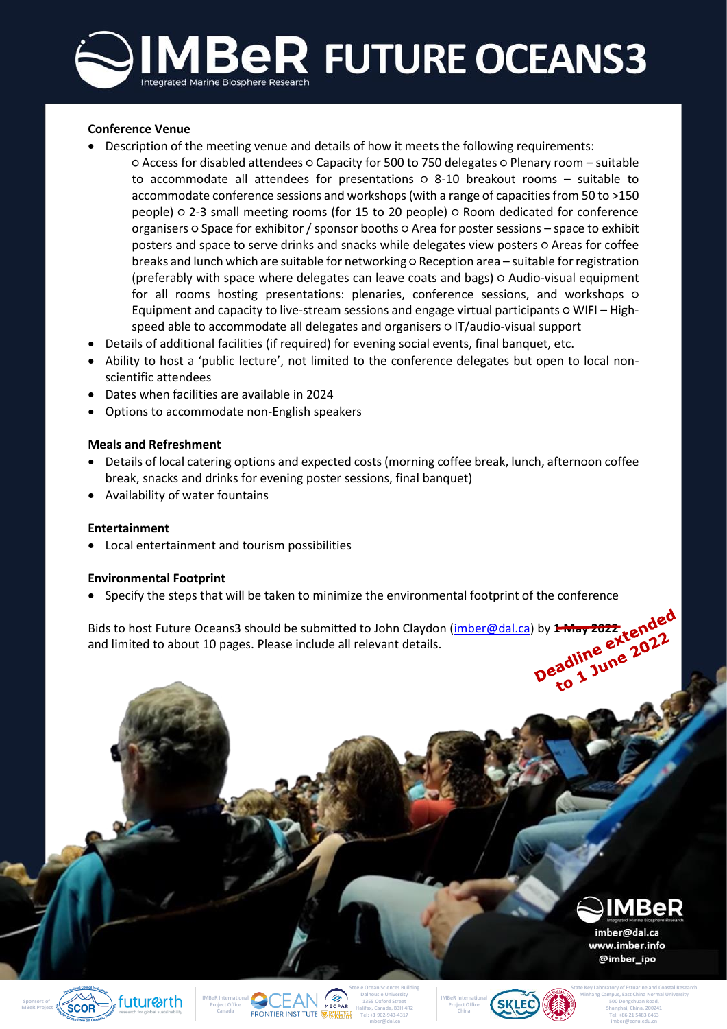# IMBeR FUTURE OCEANS3

Integrated Marine Biosphere Research

**Conference Venue**

- Description of the meeting venue and details of how it meets the following requirements:
  - Access for disabled attendees
  - Capacity for 500 to 750 delegates
  - Plenary room – suitable to accommodate all attendees for presentations
  - 8-10 breakout rooms – suitable to accommodate conference sessions and workshops (with a range of capacities from 50 to >150 people)
  - 2-3 small meeting rooms (for 15 to 20 people)
  - Room dedicated for conference organisers
  - Space for exhibitor / sponsor booths
  - Area for poster sessions – space to exhibit posters and space to serve drinks and snacks while delegates view posters
  - Areas for coffee breaks and lunch which are suitable for networking
  - Reception area – suitable for registration (preferably with space where delegates can leave coats and bags)
  - Audio-visual equipment for all rooms hosting presentations: plenaries, conference sessions, and workshops
  - Equipment and capacity to live-stream sessions and engage virtual participants
  - WIFI – High-speed able to accommodate all delegates and organisers
  - IT/audio-visual support
- Details of additional facilities (if required) for evening social events, final banquet, etc.
- Ability to host a 'public lecture', not limited to the conference delegates but open to local non-scientific attendees
- Dates when facilities are available in 2024
- Options to accommodate non-English speakers

**Meals and Refreshment**

- Details of local catering options and expected costs (morning coffee break, lunch, afternoon coffee break, snacks and drinks for evening poster sessions, final banquet)
- Availability of water fountains

**Entertainment**

- Local entertainment and tourism possibilities

**Environmental Footprint**

- Specify the steps that will be taken to minimize the environmental footprint of the conference

Bids to host Future Oceans3 should be submitted to John Claydon (imber@dal.ca) by ~~1 May 2022~~ and limited to about 10 pages. Please include all relevant details.

**Deadline extended to 1 June 2022**

IMBeR
Integrated Marine Biosphere Research
imber@dal.ca
www.imber.info
@imber_ipo

Sponsors of IMBeR Project: SCOR, futurearth

IMBeR International Project Office Canada: Ocean Frontier Institute, MEOPAR, Dalhousie University
Steele Ocean Sciences Building, Dalhousie University, 1355 Oxford Street, Halifax, Canada, B3H 4R2, Tel: +1 902-943-4317, imber@dal.ca

IMBeR International Project Office China: SKLEC, East China Normal University
State Key Laboratory of Estuarine and Coastal Research, Minhang Campus, East China Normal University, 500 Dongchuan Road, Shanghai, China, 200241, Tel: +86 21 5483 6463, imber@ecnu.edu.cn